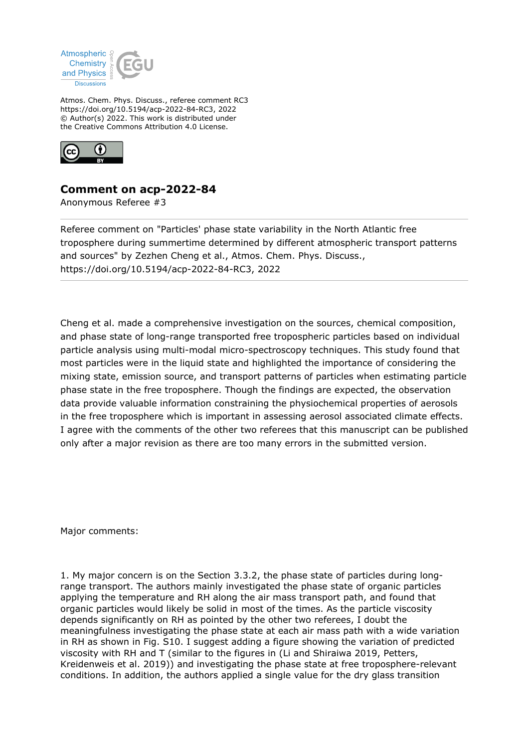Atmos. Chem. Phys. Discuss., referee comment RC3
https://doi.org/10.5194/acp-2022-84-RC3, 2022
© Author(s) 2022. This work is distributed under
the Creative Commons Attribution 4.0 License.

## Comment on acp-2022-84

Anonymous Referee #3

---

Referee comment on "Particles' phase state variability in the North Atlantic free troposphere during summertime determined by different atmospheric transport patterns and sources" by Zezhen Cheng et al., Atmos. Chem. Phys. Discuss., https://doi.org/10.5194/acp-2022-84-RC3, 2022

---

Cheng et al. made a comprehensive investigation on the sources, chemical composition, and phase state of long-range transported free tropospheric particles based on individual particle analysis using multi-modal micro-spectroscopy techniques. This study found that most particles were in the liquid state and highlighted the importance of considering the mixing state, emission source, and transport patterns of particles when estimating particle phase state in the free troposphere. Though the findings are expected, the observation data provide valuable information constraining the physiochemical properties of aerosols in the free troposphere which is important in assessing aerosol associated climate effects. I agree with the comments of the other two referees that this manuscript can be published only after a major revision as there are too many errors in the submitted version.

Major comments:

1. My major concern is on the Section 3.3.2, the phase state of particles during long-range transport. The authors mainly investigated the phase state of organic particles applying the temperature and RH along the air mass transport path, and found that organic particles would likely be solid in most of the times. As the particle viscosity depends significantly on RH as pointed by the other two referees, I doubt the meaningfulness investigating the phase state at each air mass path with a wide variation in RH as shown in Fig. S10. I suggest adding a figure showing the variation of predicted viscosity with RH and T (similar to the figures in (Li and Shiraiwa 2019, Petters, Kreidenweis et al. 2019)) and investigating the phase state at free troposphere-relevant conditions. In addition, the authors applied a single value for the dry glass transition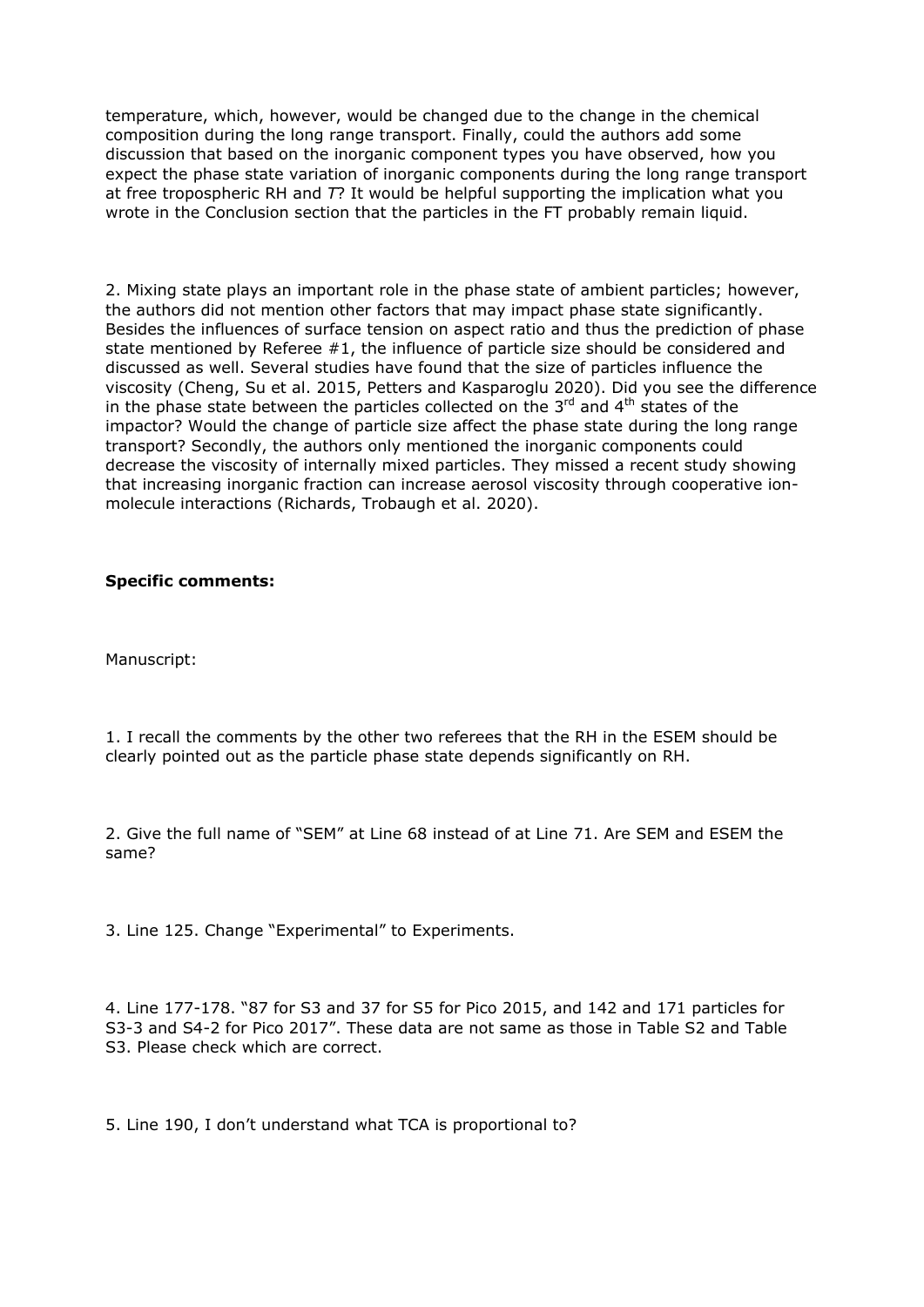temperature, which, however, would be changed due to the change in the chemical composition during the long range transport. Finally, could the authors add some discussion that based on the inorganic component types you have observed, how you expect the phase state variation of inorganic components during the long range transport at free tropospheric RH and *T*? It would be helpful supporting the implication what you wrote in the Conclusion section that the particles in the FT probably remain liquid.

2. Mixing state plays an important role in the phase state of ambient particles; however, the authors did not mention other factors that may impact phase state significantly. Besides the influences of surface tension on aspect ratio and thus the prediction of phase state mentioned by Referee #1, the influence of particle size should be considered and discussed as well. Several studies have found that the size of particles influence the viscosity (Cheng, Su et al. 2015, Petters and Kasparoglu 2020). Did you see the difference in the phase state between the particles collected on the 3rd and 4th states of the impactor? Would the change of particle size affect the phase state during the long range transport? Secondly, the authors only mentioned the inorganic components could decrease the viscosity of internally mixed particles. They missed a recent study showing that increasing inorganic fraction can increase aerosol viscosity through cooperative ion-molecule interactions (Richards, Trobaugh et al. 2020).

**Specific comments:**

Manuscript:

1. I recall the comments by the other two referees that the RH in the ESEM should be clearly pointed out as the particle phase state depends significantly on RH.

2. Give the full name of "SEM" at Line 68 instead of at Line 71. Are SEM and ESEM the same?

3. Line 125. Change "Experimental" to Experiments.

4. Line 177-178. "87 for S3 and 37 for S5 for Pico 2015, and 142 and 171 particles for S3-3 and S4-2 for Pico 2017". These data are not same as those in Table S2 and Table S3. Please check which are correct.

5. Line 190, I don't understand what TCA is proportional to?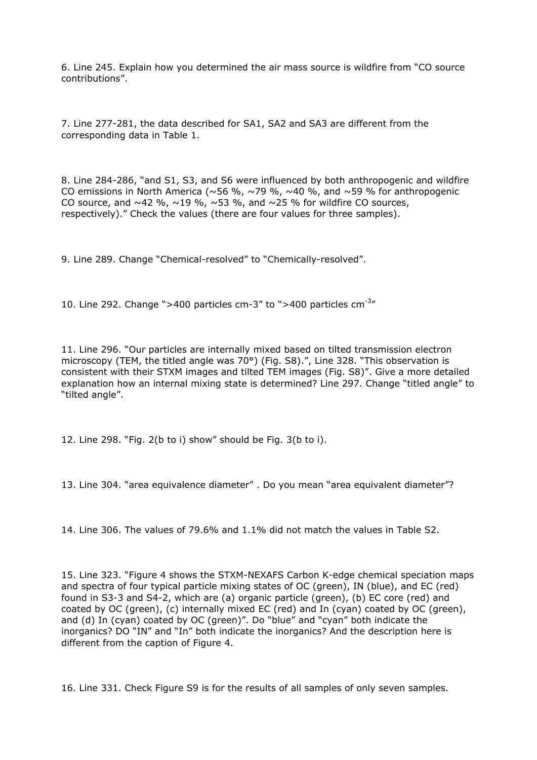6. Line 245. Explain how you determined the air mass source is wildfire from "CO source contributions".

7. Line 277-281, the data described for SA1, SA2 and SA3 are different from the corresponding data in Table 1.

8. Line 284-286, "and S1, S3, and S6 were influenced by both anthropogenic and wildfire CO emissions in North America (~56 %, ~79 %, ~40 %, and ~59 % for anthropogenic CO source, and ~42 %, ~19 %, ~53 %, and ~25 % for wildfire CO sources, respectively)." Check the values (there are four values for three samples).

9. Line 289. Change "Chemical-resolved" to "Chemically-resolved".

10. Line 292. Change ">400 particles cm-3" to ">400 particles $cm^{-3}$"

11. Line 296. "Our particles are internally mixed based on tilted transmission electron microscopy (TEM, the titled angle was 70°) (Fig. S8).", Line 328. "This observation is consistent with their STXM images and tilted TEM images (Fig. S8)". Give a more detailed explanation how an internal mixing state is determined? Line 297. Change "titled angle" to "tilted angle".

12. Line 298. "Fig. 2(b to i) show" should be Fig. 3(b to i).

13. Line 304. "area equivalence diameter" . Do you mean "area equivalent diameter"?

14. Line 306. The values of 79.6% and 1.1% did not match the values in Table S2.

15. Line 323. "Figure 4 shows the STXM-NEXAFS Carbon K-edge chemical speciation maps and spectra of four typical particle mixing states of OC (green), IN (blue), and EC (red) found in S3-3 and S4-2, which are (a) organic particle (green), (b) EC core (red) and coated by OC (green), (c) internally mixed EC (red) and In (cyan) coated by OC (green), and (d) In (cyan) coated by OC (green)". Do "blue" and "cyan" both indicate the inorganics? DO "IN" and "In" both indicate the inorganics? And the description here is different from the caption of Figure 4.

16. Line 331. Check Figure S9 is for the results of all samples of only seven samples.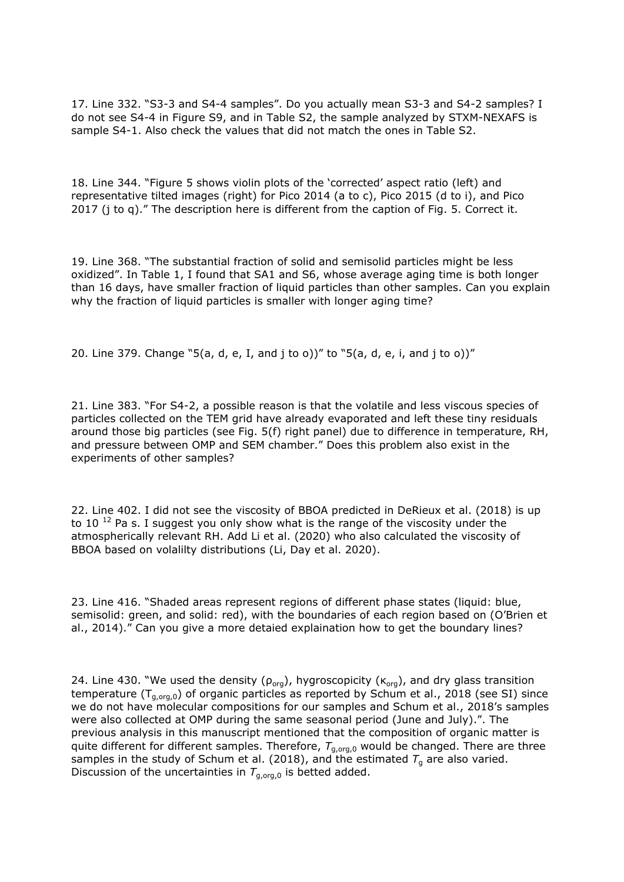17. Line 332. “S3-3 and S4-4 samples”. Do you actually mean S3-3 and S4-2 samples? I do not see S4-4 in Figure S9, and in Table S2, the sample analyzed by STXM-NEXAFS is sample S4-1. Also check the values that did not match the ones in Table S2.

18. Line 344. “Figure 5 shows violin plots of the ‘corrected’ aspect ratio (left) and representative tilted images (right) for Pico 2014 (a to c), Pico 2015 (d to i), and Pico 2017 (j to q).” The description here is different from the caption of Fig. 5. Correct it.

19. Line 368. “The substantial fraction of solid and semisolid particles might be less oxidized”. In Table 1, I found that SA1 and S6, whose average aging time is both longer than 16 days, have smaller fraction of liquid particles than other samples. Can you explain why the fraction of liquid particles is smaller with longer aging time?

20. Line 379. Change “5(a, d, e, I, and j to o))” to “5(a, d, e, i, and j to o))”

21. Line 383. “For S4-2, a possible reason is that the volatile and less viscous species of particles collected on the TEM grid have already evaporated and left these tiny residuals around those big particles (see Fig. 5(f) right panel) due to difference in temperature, RH, and pressure between OMP and SEM chamber.” Does this problem also exist in the experiments of other samples?

22. Line 402. I did not see the viscosity of BBOA predicted in DeRieux et al. (2018) is up to $10^{12}$ Pa s. I suggest you only show what is the range of the viscosity under the atmospherically relevant RH. Add Li et al. (2020) who also calculated the viscosity of BBOA based on volalilty distributions (Li, Day et al. 2020).

23. Line 416. “Shaded areas represent regions of different phase states (liquid: blue, semisolid: green, and solid: red), with the boundaries of each region based on (O’Brien et al., 2014).” Can you give a more detaied explaination how to get the boundary lines?

24. Line 430. “We used the density ($\rho_{org}$), hygroscopicity ($\kappa_{org}$), and dry glass transition temperature ($T_{g,org,0}$) of organic particles as reported by Schum et al., 2018 (see SI) since we do not have molecular compositions for our samples and Schum et al., 2018’s samples were also collected at OMP during the same seasonal period (June and July).”. The previous analysis in this manuscript mentioned that the composition of organic matter is quite different for different samples. Therefore, $T_{g,org,0}$ would be changed. There are three samples in the study of Schum et al. (2018), and the estimated $T_g$ are also varied. Discussion of the uncertainties in $T_{g,org,0}$ is betted added.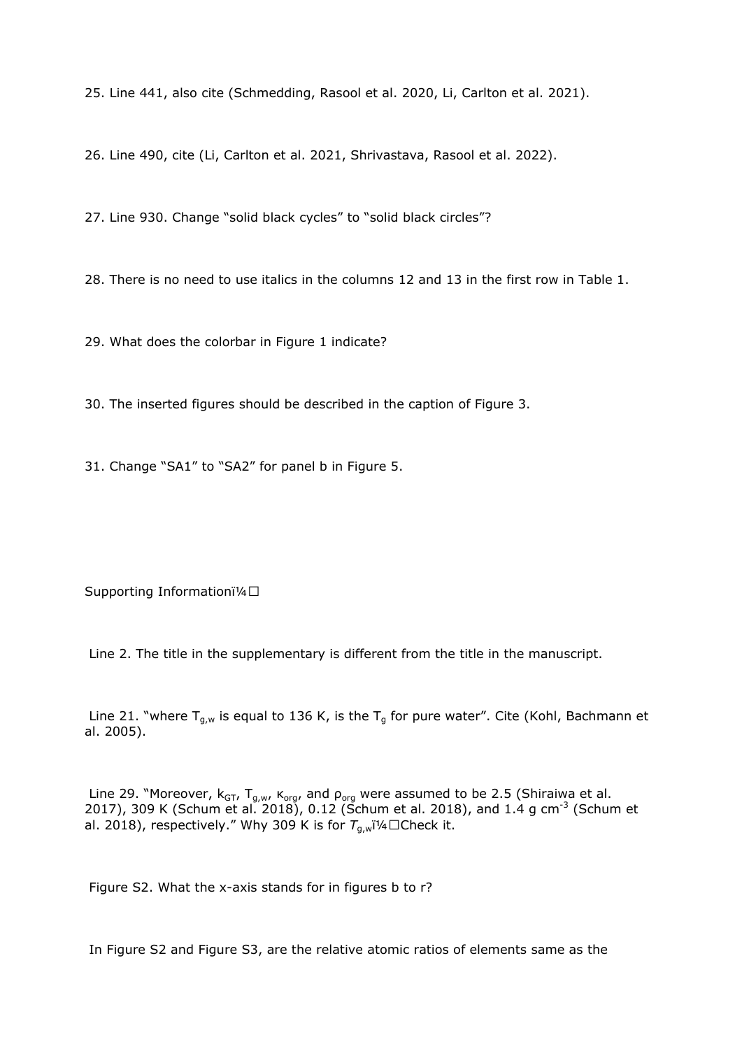25. Line 441, also cite (Schmedding, Rasool et al. 2020, Li, Carlton et al. 2021).

26. Line 490, cite (Li, Carlton et al. 2021, Shrivastava, Rasool et al. 2022).

27. Line 930. Change "solid black cycles" to "solid black circles"?

28. There is no need to use italics in the columns 12 and 13 in the first row in Table 1.

29. What does the colorbar in Figure 1 indicate?

30. The inserted figures should be described in the caption of Figure 3.

31. Change "SA1" to "SA2" for panel b in Figure 5.

Supporting Informationï¼□

Line 2. The title in the supplementary is different from the title in the manuscript.

Line 21. "where $T_{g,w}$ is equal to 136 K, is the $T_g$ for pure water". Cite (Kohl, Bachmann et al. 2005).

Line 29. "Moreover, $k_{GT}$, $T_{g,w}$, $\kappa_{org}$, and $\rho_{org}$ were assumed to be 2.5 (Shiraiwa et al. 2017), 309 K (Schum et al. 2018), 0.12 (Schum et al. 2018), and 1.4 g $cm^{-3}$ (Schum et al. 2018), respectively." Why 309 K is for $T_{g,w}$ï¼□Check it.

Figure S2. What the x-axis stands for in figures b to r?

In Figure S2 and Figure S3, are the relative atomic ratios of elements same as the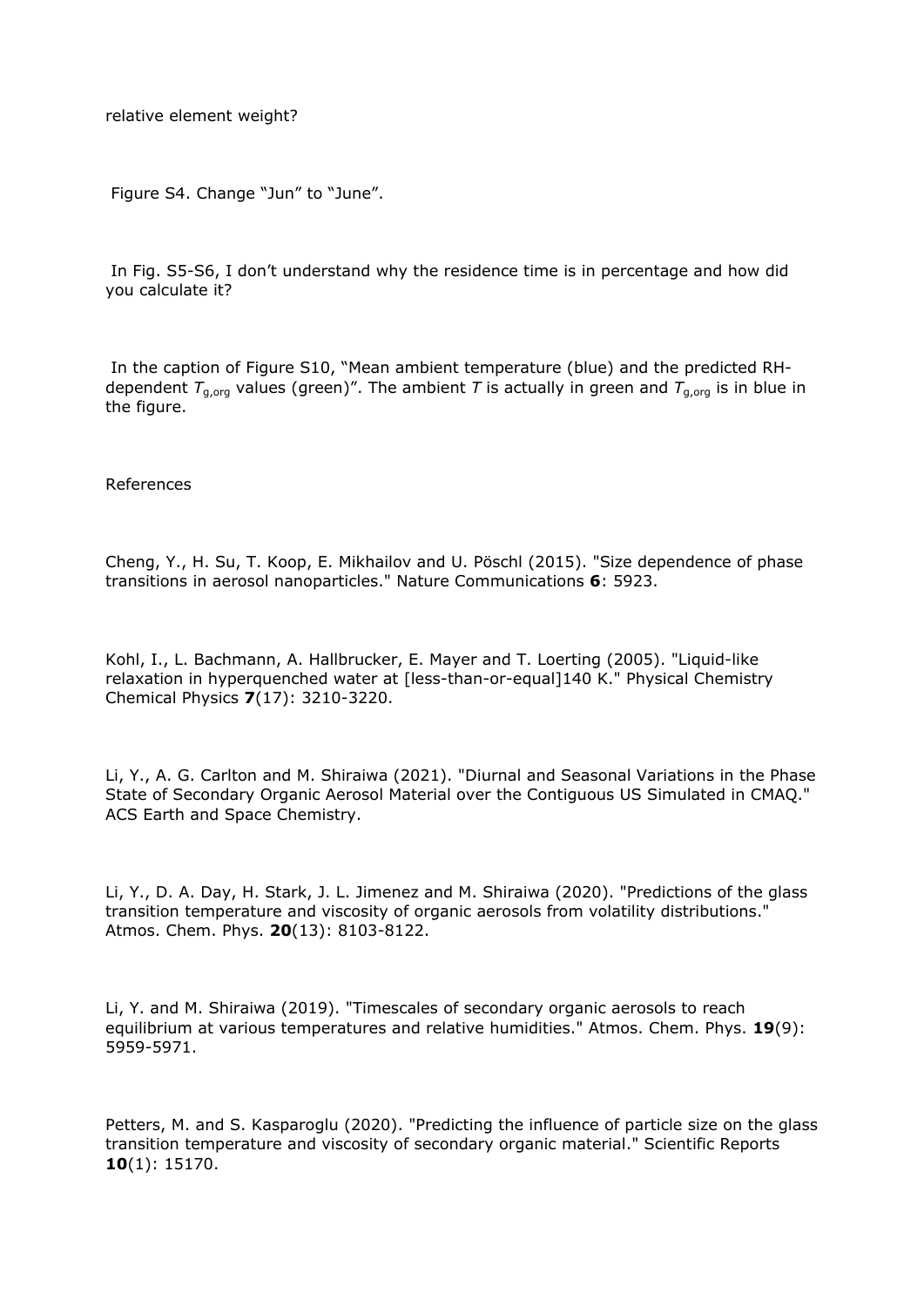relative element weight?

Figure S4. Change “Jun” to “June”.

In Fig. S5-S6, I don’t understand why the residence time is in percentage and how did you calculate it?

In the caption of Figure S10, “Mean ambient temperature (blue) and the predicted RH-dependent $T_{g,org}$ values (green)”. The ambient $T$ is actually in green and $T_{g,org}$ is in blue in the figure.

References

Cheng, Y., H. Su, T. Koop, E. Mikhailov and U. Pöschl (2015). "Size dependence of phase transitions in aerosol nanoparticles." Nature Communications **6**: 5923.

Kohl, I., L. Bachmann, A. Hallbrucker, E. Mayer and T. Loerting (2005). "Liquid-like relaxation in hyperquenched water at [less-than-or-equal]140 K." Physical Chemistry Chemical Physics **7**(17): 3210-3220.

Li, Y., A. G. Carlton and M. Shiraiwa (2021). "Diurnal and Seasonal Variations in the Phase State of Secondary Organic Aerosol Material over the Contiguous US Simulated in CMAQ." ACS Earth and Space Chemistry.

Li, Y., D. A. Day, H. Stark, J. L. Jimenez and M. Shiraiwa (2020). "Predictions of the glass transition temperature and viscosity of organic aerosols from volatility distributions." Atmos. Chem. Phys. **20**(13): 8103-8122.

Li, Y. and M. Shiraiwa (2019). "Timescales of secondary organic aerosols to reach equilibrium at various temperatures and relative humidities." Atmos. Chem. Phys. **19**(9): 5959-5971.

Petters, M. and S. Kasparoglu (2020). "Predicting the influence of particle size on the glass transition temperature and viscosity of secondary organic material." Scientific Reports **10**(1): 15170.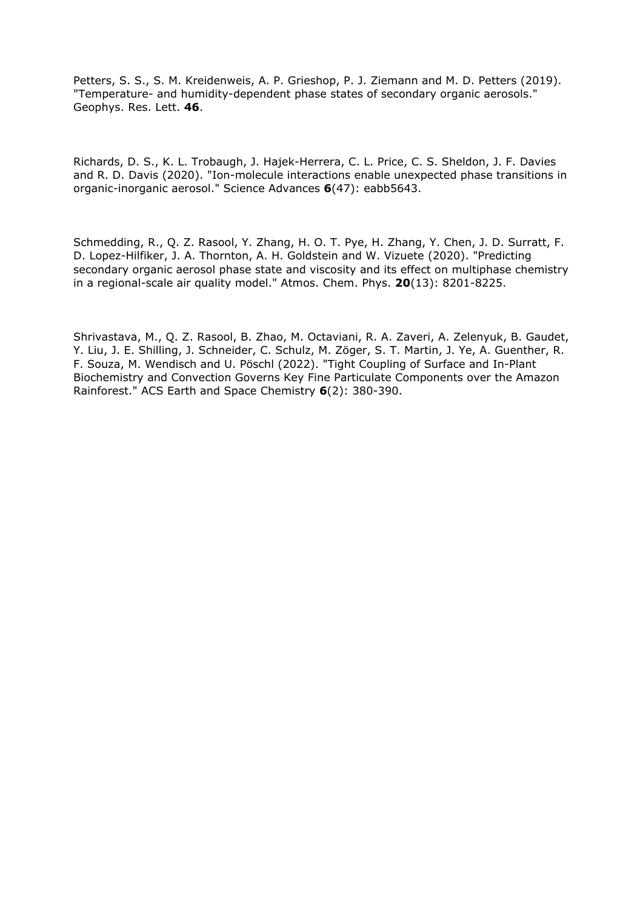Petters, S. S., S. M. Kreidenweis, A. P. Grieshop, P. J. Ziemann and M. D. Petters (2019). "Temperature- and humidity-dependent phase states of secondary organic aerosols." Geophys. Res. Lett. **46**.

Richards, D. S., K. L. Trobaugh, J. Hajek-Herrera, C. L. Price, C. S. Sheldon, J. F. Davies and R. D. Davis (2020). "Ion-molecule interactions enable unexpected phase transitions in organic-inorganic aerosol." Science Advances **6**(47): eabb5643.

Schmedding, R., Q. Z. Rasool, Y. Zhang, H. O. T. Pye, H. Zhang, Y. Chen, J. D. Surratt, F. D. Lopez-Hilfiker, J. A. Thornton, A. H. Goldstein and W. Vizuete (2020). "Predicting secondary organic aerosol phase state and viscosity and its effect on multiphase chemistry in a regional-scale air quality model." Atmos. Chem. Phys. **20**(13): 8201-8225.

Shrivastava, M., Q. Z. Rasool, B. Zhao, M. Octaviani, R. A. Zaveri, A. Zelenyuk, B. Gaudet, Y. Liu, J. E. Shilling, J. Schneider, C. Schulz, M. Zöger, S. T. Martin, J. Ye, A. Guenther, R. F. Souza, M. Wendisch and U. Pöschl (2022). "Tight Coupling of Surface and In-Plant Biochemistry and Convection Governs Key Fine Particulate Components over the Amazon Rainforest." ACS Earth and Space Chemistry **6**(2): 380-390.